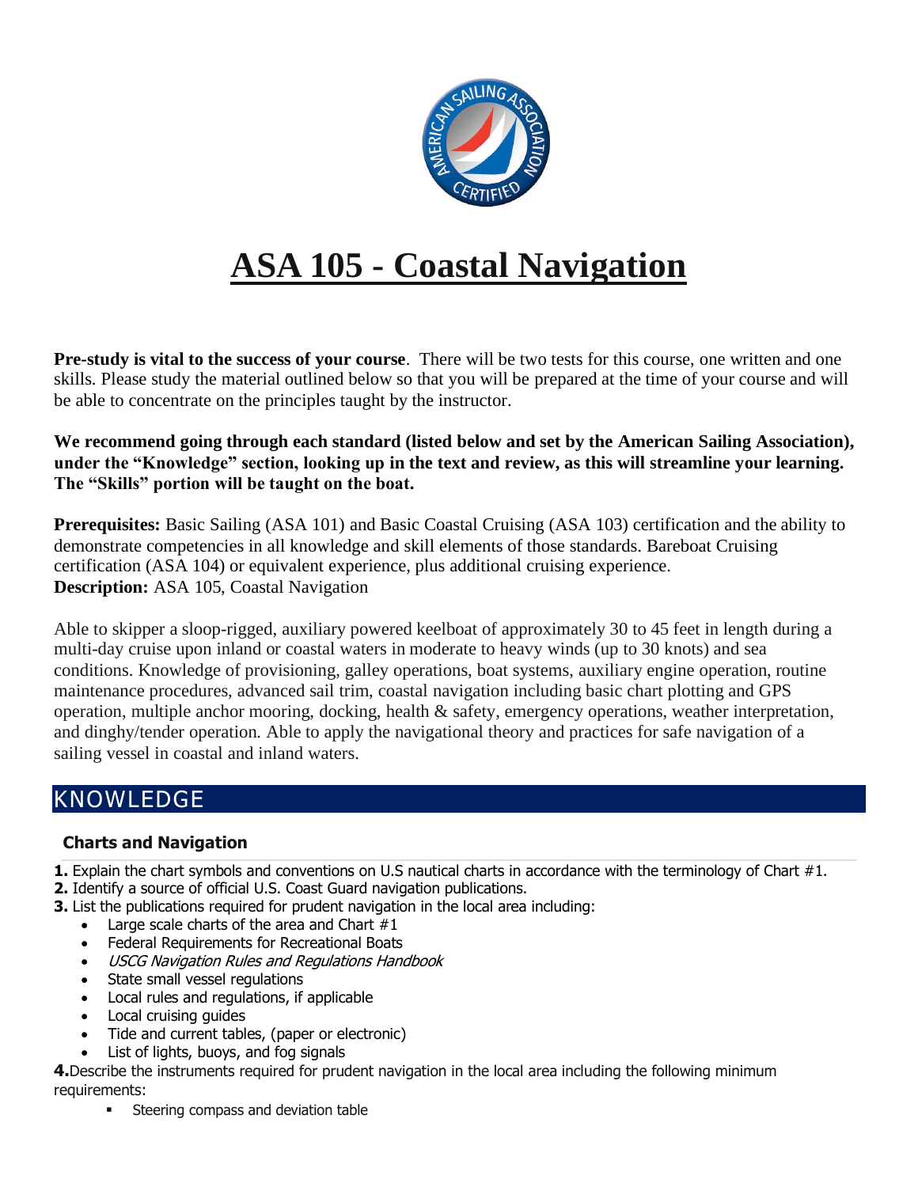# ASA 105 - Coastal Navigation

**Pre-study is vital to the success of your course**. There will be two tests for this course, one written and one skills. Please study the material outlined below so that you will be prepared at the time of your course and will be able to concentrate on the principles taught by the instructor.

**We recommend going through each standard (listed below and set by the American Sailing Association), under the "Knowledge" section, looking up in the text and review, as this will streamline your learning. The "Skills" portion will be taught on the boat.**

**Prerequisites:** Basic Sailing (ASA 101) and Basic Coastal Cruising (ASA 103) certification and the ability to demonstrate competencies in all knowledge and skill elements of those standards. Bareboat Cruising certification (ASA 104) or equivalent experience, plus additional cruising experience.
**Description:** ASA 105, Coastal Navigation

Able to skipper a sloop-rigged, auxiliary powered keelboat of approximately 30 to 45 feet in length during a multi-day cruise upon inland or coastal waters in moderate to heavy winds (up to 30 knots) and sea conditions. Knowledge of provisioning, galley operations, boat systems, auxiliary engine operation, routine maintenance procedures, advanced sail trim, coastal navigation including basic chart plotting and GPS operation, multiple anchor mooring, docking, health & safety, emergency operations, weather interpretation, and dinghy/tender operation. Able to apply the navigational theory and practices for safe navigation of a sailing vessel in coastal and inland waters.

## KNOWLEDGE

### Charts and Navigation

**1.** Explain the chart symbols and conventions on U.S nautical charts in accordance with the terminology of Chart #1.
**2.** Identify a source of official U.S. Coast Guard navigation publications.
**3.** List the publications required for prudent navigation in the local area including:

- Large scale charts of the area and Chart #1
- Federal Requirements for Recreational Boats
- *USCG Navigation Rules and Regulations Handbook*
- State small vessel regulations
- Local rules and regulations, if applicable
- Local cruising guides
- Tide and current tables, (paper or electronic)
- List of lights, buoys, and fog signals

**4.** Describe the instruments required for prudent navigation in the local area including the following minimum requirements:

- Steering compass and deviation table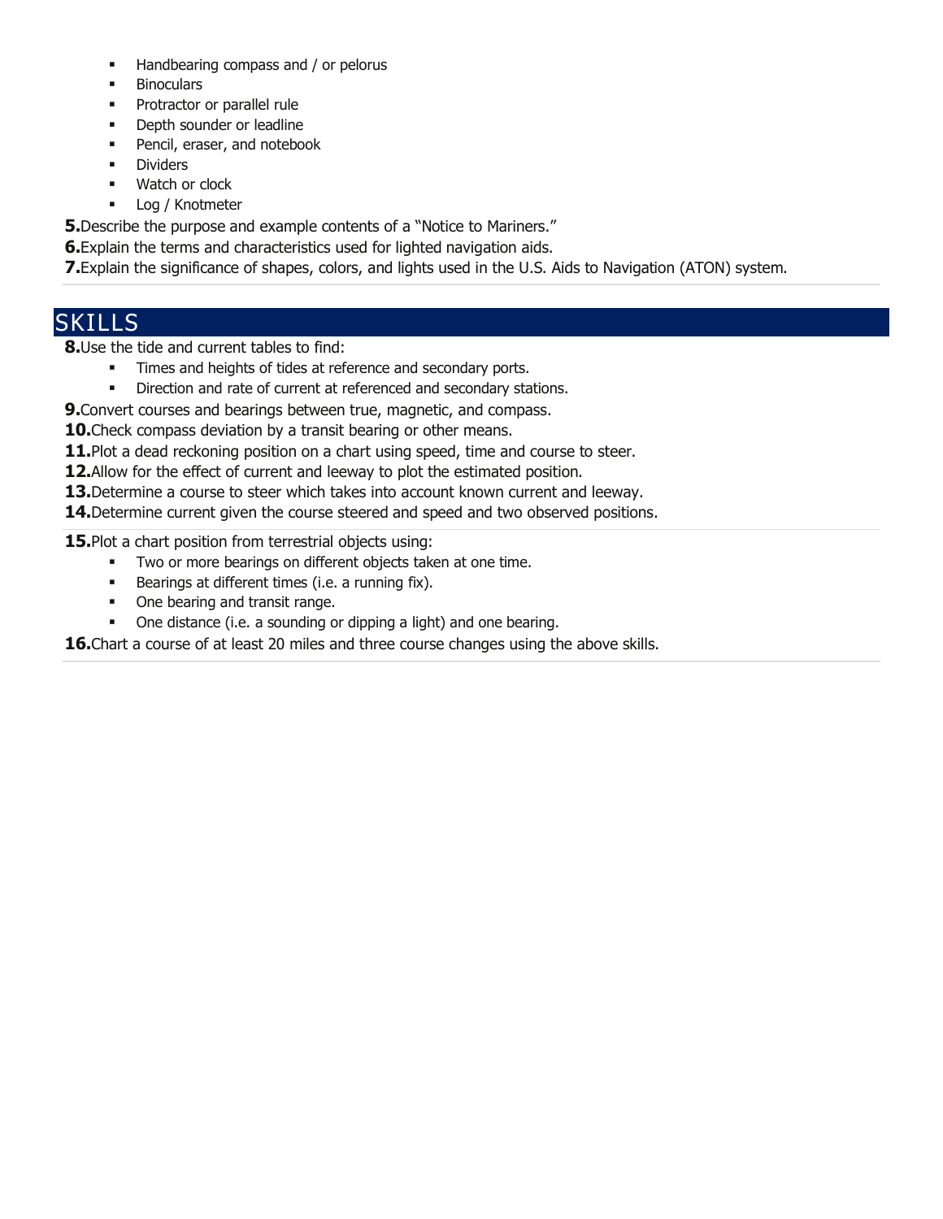- Handbearing compass and / or pelorus
- Binoculars
- Protractor or parallel rule
- Depth sounder or leadline
- Pencil, eraser, and notebook
- Dividers
- Watch or clock
- Log / Knotmeter

**5.** Describe the purpose and example contents of a "Notice to Mariners."

**6.** Explain the terms and characteristics used for lighted navigation aids.

**7.** Explain the significance of shapes, colors, and lights used in the U.S. Aids to Navigation (ATON) system.

## SKILLS

**8.** Use the tide and current tables to find:

- Times and heights of tides at reference and secondary ports.
- Direction and rate of current at referenced and secondary stations.

**9.** Convert courses and bearings between true, magnetic, and compass.

**10.** Check compass deviation by a transit bearing or other means.

**11.** Plot a dead reckoning position on a chart using speed, time and course to steer.

**12.** Allow for the effect of current and leeway to plot the estimated position.

**13.** Determine a course to steer which takes into account known current and leeway.

**14.** Determine current given the course steered and speed and two observed positions.

**15.** Plot a chart position from terrestrial objects using:

- Two or more bearings on different objects taken at one time.
- Bearings at different times (i.e. a running fix).
- One bearing and transit range.
- One distance (i.e. a sounding or dipping a light) and one bearing.

**16.** Chart a course of at least 20 miles and three course changes using the above skills.